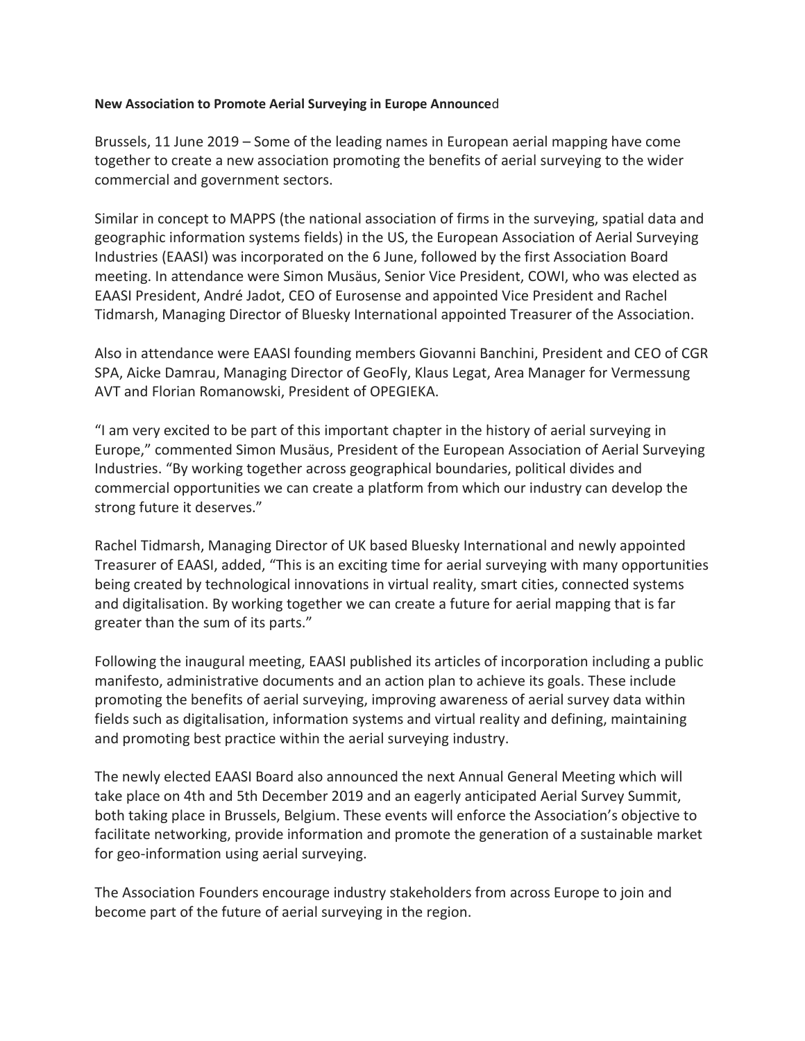**New Association to Promote Aerial Surveying in Europe Announced**

Brussels, 11 June 2019 – Some of the leading names in European aerial mapping have come together to create a new association promoting the benefits of aerial surveying to the wider commercial and government sectors.

Similar in concept to MAPPS (the national association of firms in the surveying, spatial data and geographic information systems fields) in the US, the European Association of Aerial Surveying Industries (EAASI) was incorporated on the 6 June, followed by the first Association Board meeting. In attendance were Simon Musäus, Senior Vice President, COWI, who was elected as EAASI President, André Jadot, CEO of Eurosense and appointed Vice President and Rachel Tidmarsh, Managing Director of Bluesky International appointed Treasurer of the Association.

Also in attendance were EAASI founding members Giovanni Banchini, President and CEO of CGR SPA, Aicke Damrau, Managing Director of GeoFly, Klaus Legat, Area Manager for Vermessung AVT and Florian Romanowski, President of OPEGIEKA.

"I am very excited to be part of this important chapter in the history of aerial surveying in Europe," commented Simon Musäus, President of the European Association of Aerial Surveying Industries. "By working together across geographical boundaries, political divides and commercial opportunities we can create a platform from which our industry can develop the strong future it deserves."

Rachel Tidmarsh, Managing Director of UK based Bluesky International and newly appointed Treasurer of EAASI, added, "This is an exciting time for aerial surveying with many opportunities being created by technological innovations in virtual reality, smart cities, connected systems and digitalisation. By working together we can create a future for aerial mapping that is far greater than the sum of its parts."

Following the inaugural meeting, EAASI published its articles of incorporation including a public manifesto, administrative documents and an action plan to achieve its goals. These include promoting the benefits of aerial surveying, improving awareness of aerial survey data within fields such as digitalisation, information systems and virtual reality and defining, maintaining and promoting best practice within the aerial surveying industry.

The newly elected EAASI Board also announced the next Annual General Meeting which will take place on 4th and 5th December 2019 and an eagerly anticipated Aerial Survey Summit, both taking place in Brussels, Belgium. These events will enforce the Association's objective to facilitate networking, provide information and promote the generation of a sustainable market for geo-information using aerial surveying.

The Association Founders encourage industry stakeholders from across Europe to join and become part of the future of aerial surveying in the region.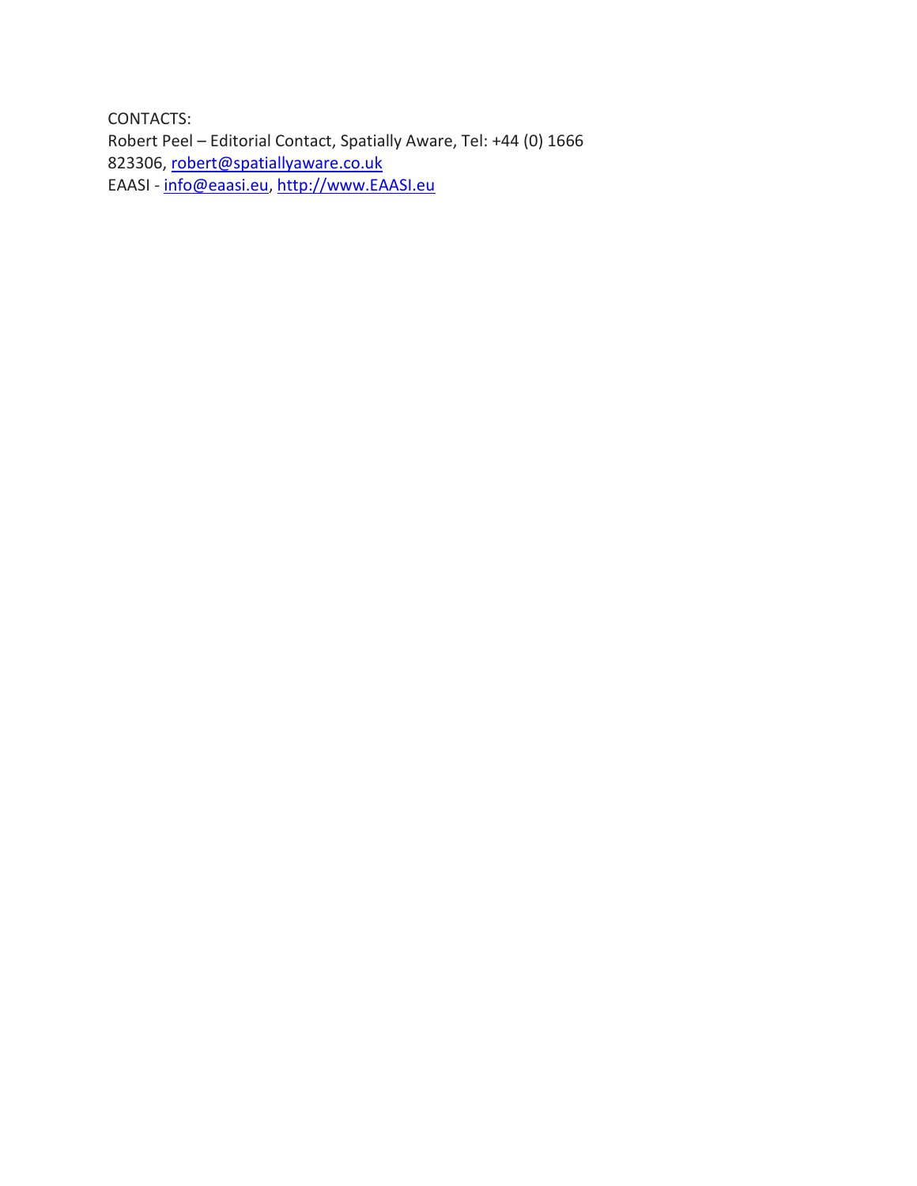CONTACTS:

Robert Peel – Editorial Contact, Spatially Aware, Tel: +44 (0) 1666 823306, robert@spatiallyaware.co.uk

EAASI - info@eaasi.eu, http://www.EAASI.eu